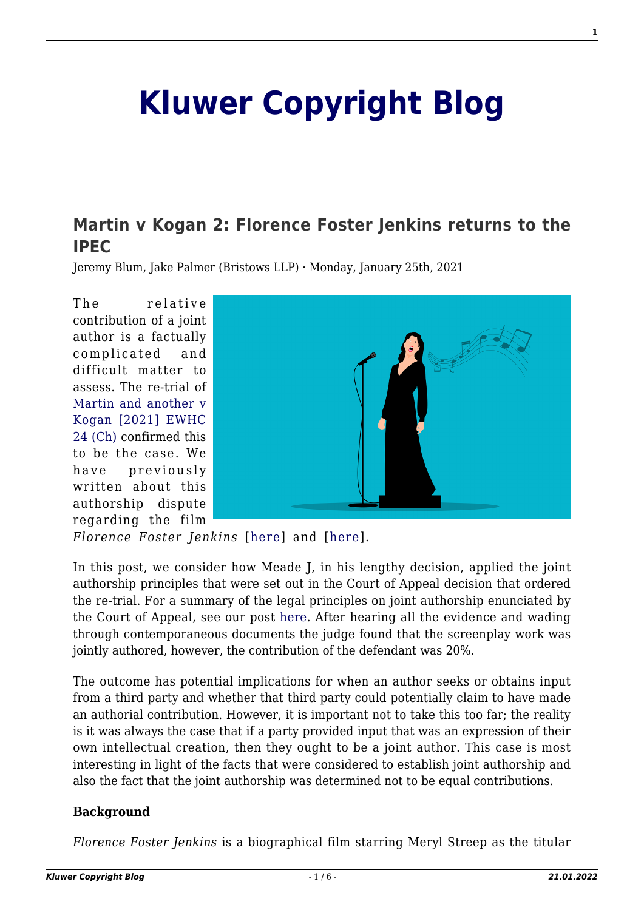# Kluwer Copyright Blog

## Martin v Kogan 2: Florence Foster Jenkins returns to the IPEC

Jeremy Blum, Jake Palmer (Bristows LLP) · Monday, January 25th, 2021

The relative contribution of a joint author is a factually complicated and difficult matter to assess. The re-trial of Martin and another v Kogan [2021] EWHC 24 (Ch) confirmed this to be the case. We have previously written about this authorship dispute regarding the film *Florence Foster Jenkins* [here] and [here].

In this post, we consider how Meade J, in his lengthy decision, applied the joint authorship principles that were set out in the Court of Appeal decision that ordered the re-trial. For a summary of the legal principles on joint authorship enunciated by the Court of Appeal, see our post here. After hearing all the evidence and wading through contemporaneous documents the judge found that the screenplay work was jointly authored, however, the contribution of the defendant was 20%.

The outcome has potential implications for when an author seeks or obtains input from a third party and whether that third party could potentially claim to have made an authorial contribution. However, it is important not to take this too far; the reality is it was always the case that if a party provided input that was an expression of their own intellectual creation, then they ought to be a joint author. This case is most interesting in light of the facts that were considered to establish joint authorship and also the fact that the joint authorship was determined not to be equal contributions.

**Background**

*Florence Foster Jenkins* is a biographical film starring Meryl Streep as the titular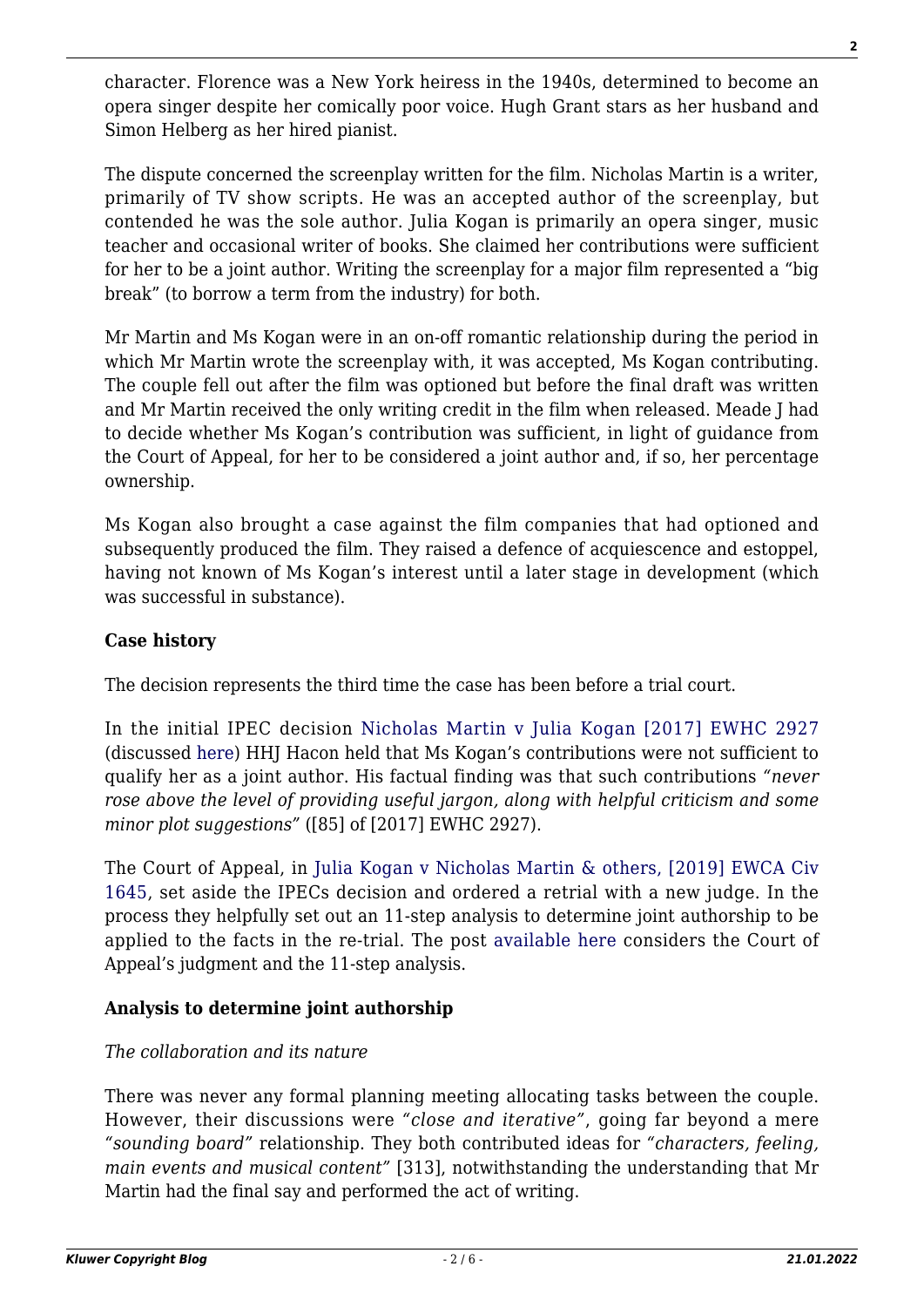character. Florence was a New York heiress in the 1940s, determined to become an opera singer despite her comically poor voice. Hugh Grant stars as her husband and Simon Helberg as her hired pianist.

The dispute concerned the screenplay written for the film. Nicholas Martin is a writer, primarily of TV show scripts. He was an accepted author of the screenplay, but contended he was the sole author. Julia Kogan is primarily an opera singer, music teacher and occasional writer of books. She claimed her contributions were sufficient for her to be a joint author. Writing the screenplay for a major film represented a "big break" (to borrow a term from the industry) for both.

Mr Martin and Ms Kogan were in an on-off romantic relationship during the period in which Mr Martin wrote the screenplay with, it was accepted, Ms Kogan contributing. The couple fell out after the film was optioned but before the final draft was written and Mr Martin received the only writing credit in the film when released. Meade J had to decide whether Ms Kogan's contribution was sufficient, in light of guidance from the Court of Appeal, for her to be considered a joint author and, if so, her percentage ownership.

Ms Kogan also brought a case against the film companies that had optioned and subsequently produced the film. They raised a defence of acquiescence and estoppel, having not known of Ms Kogan's interest until a later stage in development (which was successful in substance).

**Case history**

The decision represents the third time the case has been before a trial court.

In the initial IPEC decision Nicholas Martin v Julia Kogan [2017] EWHC 2927 (discussed here) HHJ Hacon held that Ms Kogan's contributions were not sufficient to qualify her as a joint author. His factual finding was that such contributions *"never rose above the level of providing useful jargon, along with helpful criticism and some minor plot suggestions"* ([85] of [2017] EWHC 2927).

The Court of Appeal, in Julia Kogan v Nicholas Martin & others, [2019] EWCA Civ 1645, set aside the IPECs decision and ordered a retrial with a new judge. In the process they helpfully set out an 11-step analysis to determine joint authorship to be applied to the facts in the re-trial. The post available here considers the Court of Appeal's judgment and the 11-step analysis.

**Analysis to determine joint authorship**

*The collaboration and its nature*

There was never any formal planning meeting allocating tasks between the couple. However, their discussions were *"close and iterative"*, going far beyond a mere *"sounding board"* relationship. They both contributed ideas for *"characters, feeling, main events and musical content"* [313], notwithstanding the understanding that Mr Martin had the final say and performed the act of writing.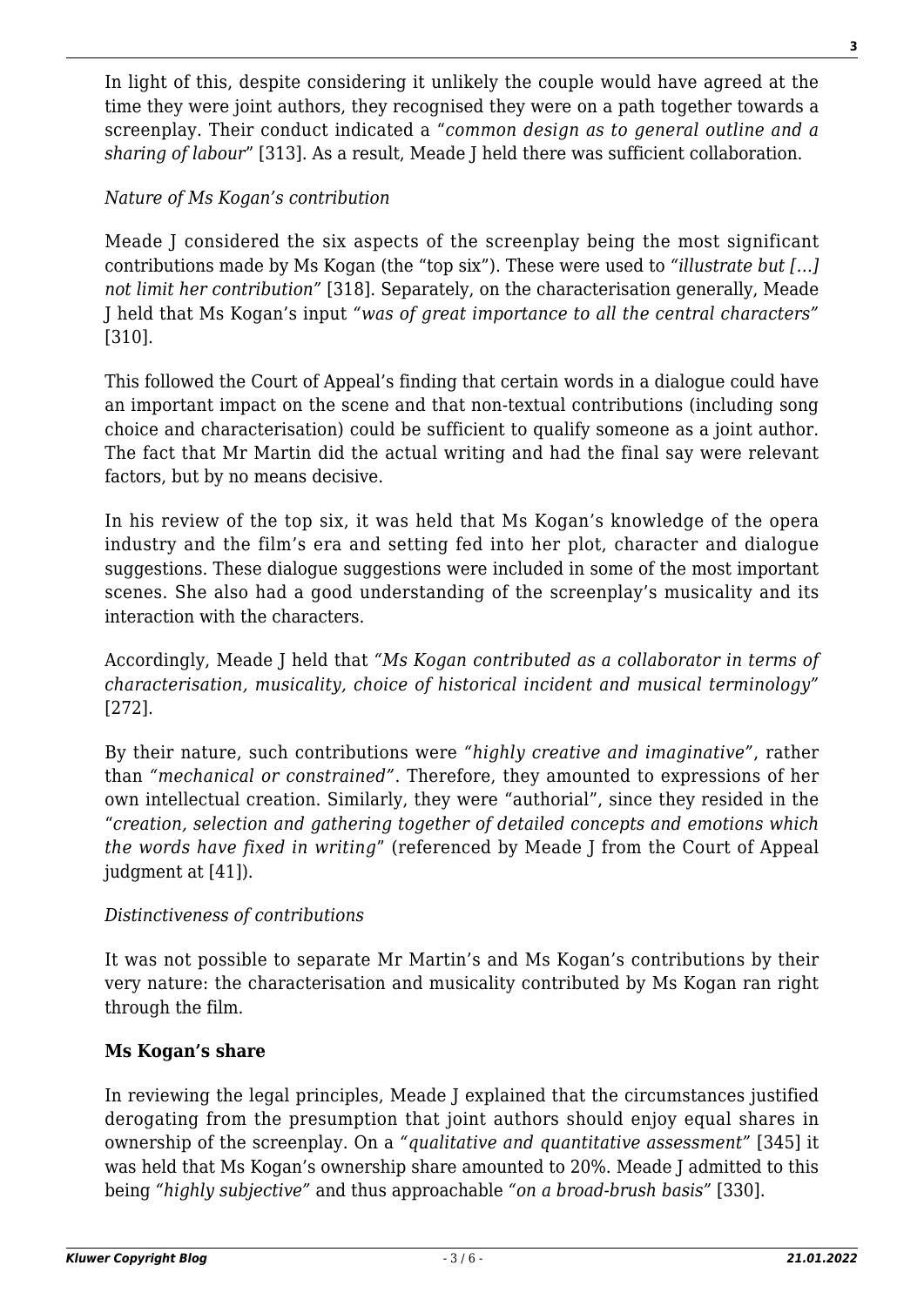In light of this, despite considering it unlikely the couple would have agreed at the time they were joint authors, they recognised they were on a path together towards a screenplay. Their conduct indicated a "*common design as to general outline and a sharing of labour*" [313]. As a result, Meade J held there was sufficient collaboration.

*Nature of Ms Kogan's contribution*

Meade J considered the six aspects of the screenplay being the most significant contributions made by Ms Kogan (the "top six"). These were used to *"illustrate but […] not limit her contribution"* [318]. Separately, on the characterisation generally, Meade J held that Ms Kogan's input *"was of great importance to all the central characters"* [310].

This followed the Court of Appeal's finding that certain words in a dialogue could have an important impact on the scene and that non-textual contributions (including song choice and characterisation) could be sufficient to qualify someone as a joint author. The fact that Mr Martin did the actual writing and had the final say were relevant factors, but by no means decisive.

In his review of the top six, it was held that Ms Kogan's knowledge of the opera industry and the film's era and setting fed into her plot, character and dialogue suggestions. These dialogue suggestions were included in some of the most important scenes. She also had a good understanding of the screenplay's musicality and its interaction with the characters.

Accordingly, Meade J held that *"Ms Kogan contributed as a collaborator in terms of characterisation, musicality, choice of historical incident and musical terminology"* [272].

By their nature, such contributions were *"highly creative and imaginative"*, rather than *"mechanical or constrained"*. Therefore, they amounted to expressions of her own intellectual creation. Similarly, they were "authorial", since they resided in the "*creation, selection and gathering together of detailed concepts and emotions which the words have fixed in writing*" (referenced by Meade J from the Court of Appeal judgment at [41]).

*Distinctiveness of contributions*

It was not possible to separate Mr Martin's and Ms Kogan's contributions by their very nature: the characterisation and musicality contributed by Ms Kogan ran right through the film.

**Ms Kogan's share**

In reviewing the legal principles, Meade J explained that the circumstances justified derogating from the presumption that joint authors should enjoy equal shares in ownership of the screenplay. On a *"qualitative and quantitative assessment"* [345] it was held that Ms Kogan's ownership share amounted to 20%. Meade J admitted to this being *"highly subjective"* and thus approachable *"on a broad-brush basis"* [330].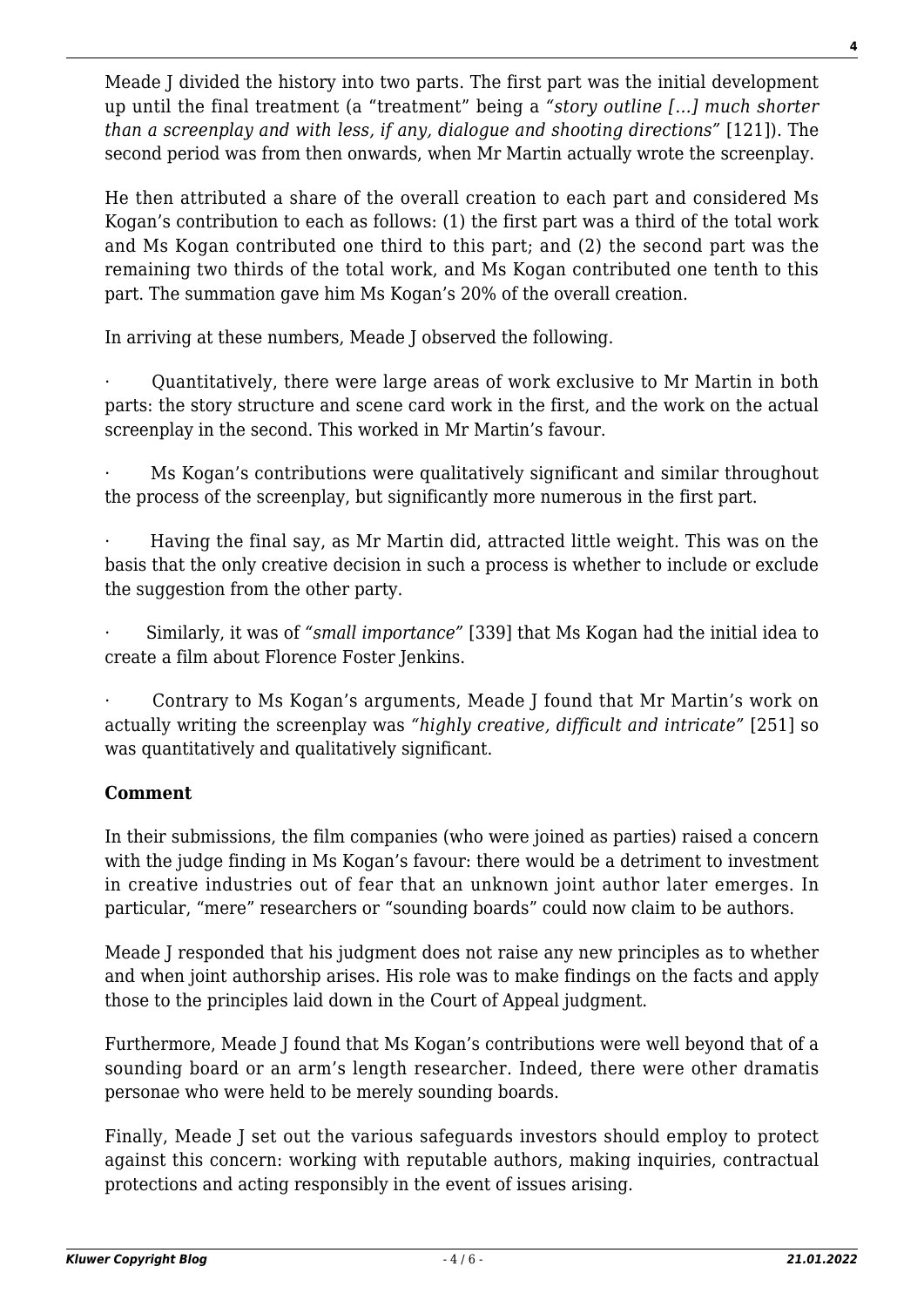Meade J divided the history into two parts. The first part was the initial development up until the final treatment (a "treatment" being a *"story outline […] much shorter than a screenplay and with less, if any, dialogue and shooting directions"* [121]). The second period was from then onwards, when Mr Martin actually wrote the screenplay.

He then attributed a share of the overall creation to each part and considered Ms Kogan's contribution to each as follows: (1) the first part was a third of the total work and Ms Kogan contributed one third to this part; and (2) the second part was the remaining two thirds of the total work, and Ms Kogan contributed one tenth to this part. The summation gave him Ms Kogan's 20% of the overall creation.

In arriving at these numbers, Meade J observed the following.

- Quantitatively, there were large areas of work exclusive to Mr Martin in both parts: the story structure and scene card work in the first, and the work on the actual screenplay in the second. This worked in Mr Martin's favour.
- Ms Kogan's contributions were qualitatively significant and similar throughout the process of the screenplay, but significantly more numerous in the first part.
- Having the final say, as Mr Martin did, attracted little weight. This was on the basis that the only creative decision in such a process is whether to include or exclude the suggestion from the other party.
- Similarly, it was of *"small importance"* [339] that Ms Kogan had the initial idea to create a film about Florence Foster Jenkins.
- Contrary to Ms Kogan's arguments, Meade J found that Mr Martin's work on actually writing the screenplay was *"highly creative, difficult and intricate"* [251] so was quantitatively and qualitatively significant.

**Comment**

In their submissions, the film companies (who were joined as parties) raised a concern with the judge finding in Ms Kogan's favour: there would be a detriment to investment in creative industries out of fear that an unknown joint author later emerges. In particular, "mere" researchers or "sounding boards" could now claim to be authors.

Meade J responded that his judgment does not raise any new principles as to whether and when joint authorship arises. His role was to make findings on the facts and apply those to the principles laid down in the Court of Appeal judgment.

Furthermore, Meade J found that Ms Kogan's contributions were well beyond that of a sounding board or an arm's length researcher. Indeed, there were other dramatis personae who were held to be merely sounding boards.

Finally, Meade J set out the various safeguards investors should employ to protect against this concern: working with reputable authors, making inquiries, contractual protections and acting responsibly in the event of issues arising.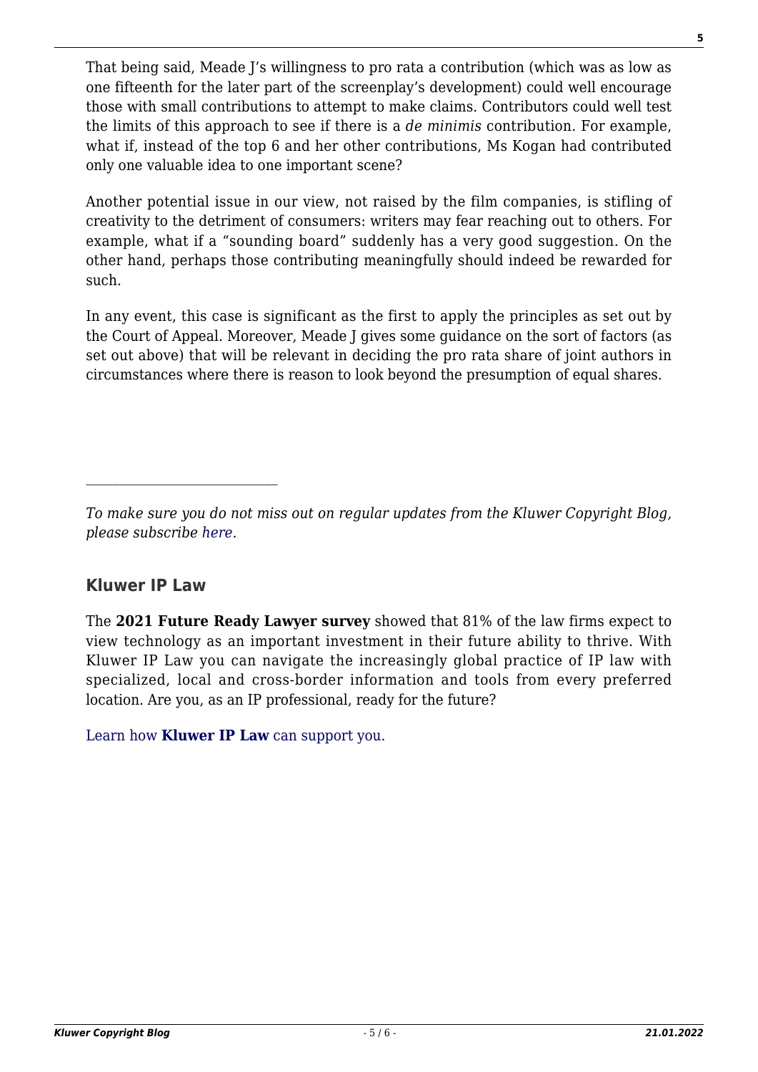That being said, Meade J's willingness to pro rata a contribution (which was as low as one fifteenth for the later part of the screenplay's development) could well encourage those with small contributions to attempt to make claims. Contributors could well test the limits of this approach to see if there is a *de minimis* contribution. For example, what if, instead of the top 6 and her other contributions, Ms Kogan had contributed only one valuable idea to one important scene?

Another potential issue in our view, not raised by the film companies, is stifling of creativity to the detriment of consumers: writers may fear reaching out to others. For example, what if a "sounding board" suddenly has a very good suggestion. On the other hand, perhaps those contributing meaningfully should indeed be rewarded for such.

In any event, this case is significant as the first to apply the principles as set out by the Court of Appeal. Moreover, Meade J gives some guidance on the sort of factors (as set out above) that will be relevant in deciding the pro rata share of joint authors in circumstances where there is reason to look beyond the presumption of equal shares.

---

*To make sure you do not miss out on regular updates from the Kluwer Copyright Blog, please subscribe here.*

### Kluwer IP Law

The **2021 Future Ready Lawyer survey** showed that 81% of the law firms expect to view technology as an important investment in their future ability to thrive. With Kluwer IP Law you can navigate the increasingly global practice of IP law with specialized, local and cross-border information and tools from every preferred location. Are you, as an IP professional, ready for the future?

Learn how **Kluwer IP Law** can support you.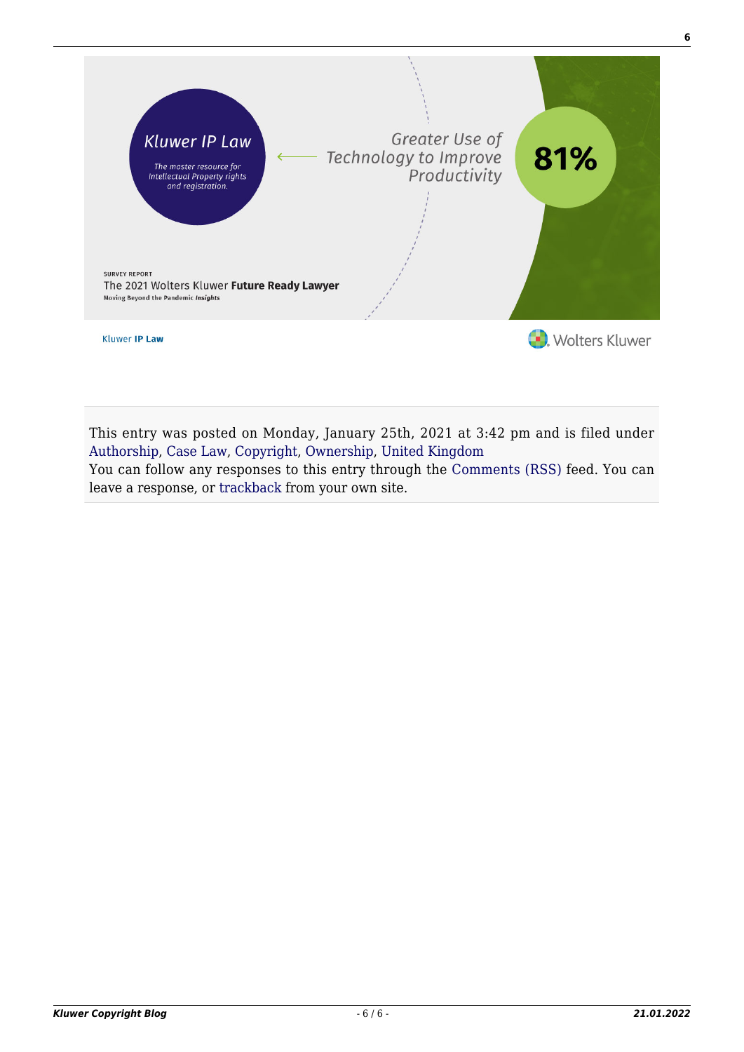Kluwer IP Law

The master resource for Intellectual Property rights and registration.

Greater Use of Technology to Improve Productivity

81%

SURVEY REPORT

The 2021 Wolters Kluwer **Future Ready Lawyer**

Moving Beyond the Pandemic *Insights*

Kluwer **IP Law**

Wolters Kluwer

This entry was posted on Monday, January 25th, 2021 at 3:42 pm and is filed under Authorship, Case Law, Copyright, Ownership, United Kingdom
You can follow any responses to this entry through the Comments (RSS) feed. You can leave a response, or trackback from your own site.